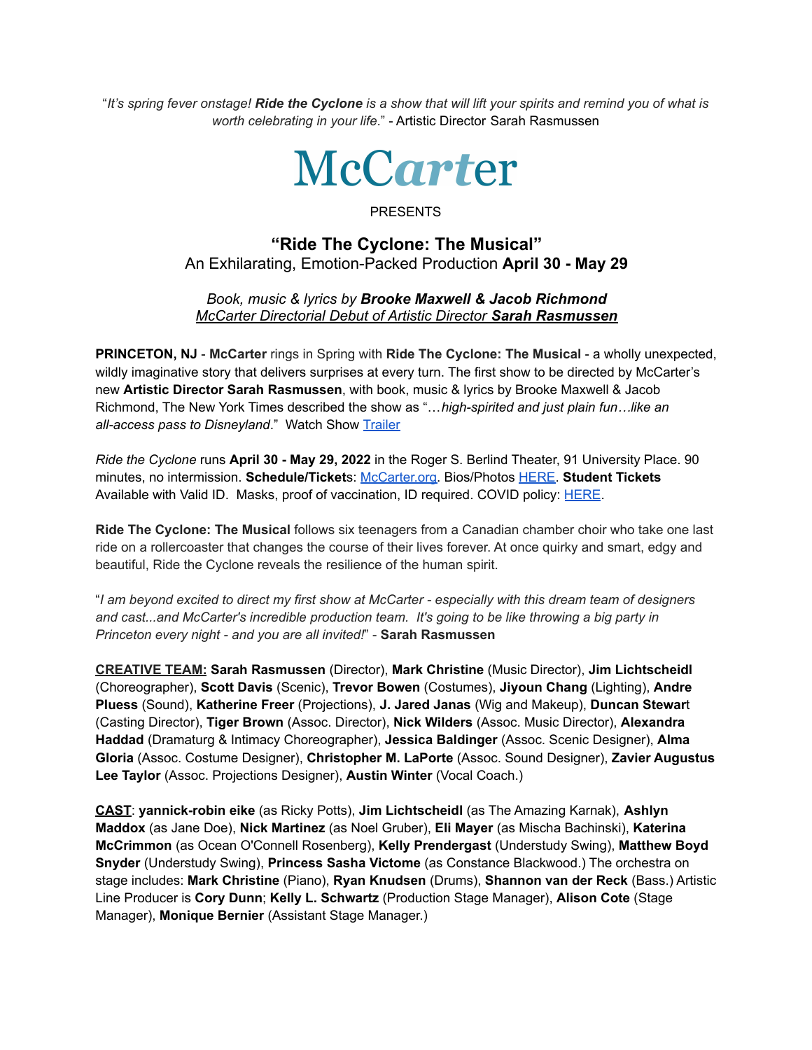"*It's spring fever onstage! **Ride the Cyclone** is a show that will lift your spirits and remind you of what is worth celebrating in your life*." - Artistic Director Sarah Rasmussen

# McCarter

PRESENTS

## "Ride The Cyclone: The Musical"

An Exhilarating, Emotion-Packed Production **April 30 - May 29**

*Book, music & lyrics by **Brooke Maxwell & Jacob Richmond***
*McCarter Directorial Debut of Artistic Director **Sarah Rasmussen***

**PRINCETON, NJ** - **McCarter** rings in Spring with **Ride The Cyclone: The Musical** - a wholly unexpected, wildly imaginative story that delivers surprises at every turn. The first show to be directed by McCarter's new **Artistic Director Sarah Rasmussen**, with book, music & lyrics by Brooke Maxwell & Jacob Richmond, The New York Times described the show as "*…high-spirited and just plain fun…like an all-access pass to Disneyland*." Watch Show Trailer

*Ride the Cyclone* runs **April 30 - May 29, 2022** in the Roger S. Berlind Theater, 91 University Place. 90 minutes, no intermission. **Schedule/Tickets**: McCarter.org. Bios/Photos HERE. **Student Tickets** Available with Valid ID. Masks, proof of vaccination, ID required. COVID policy: HERE.

**Ride The Cyclone: The Musical** follows six teenagers from a Canadian chamber choir who take one last ride on a rollercoaster that changes the course of their lives forever. At once quirky and smart, edgy and beautiful, Ride the Cyclone reveals the resilience of the human spirit.

"*I am beyond excited to direct my first show at McCarter - especially with this dream team of designers and cast...and McCarter's incredible production team. It's going to be like throwing a big party in Princeton every night - and you are all invited!*" - **Sarah Rasmussen**

**CREATIVE TEAM:** **Sarah Rasmussen** (Director), **Mark Christine** (Music Director), **Jim Lichtscheidl** (Choreographer), **Scott Davis** (Scenic), **Trevor Bowen** (Costumes), **Jiyoun Chang** (Lighting), **Andre Pluess** (Sound), **Katherine Freer** (Projections), **J. Jared Janas** (Wig and Makeup), **Duncan Stewart** (Casting Director), **Tiger Brown** (Assoc. Director), **Nick Wilders** (Assoc. Music Director), **Alexandra Haddad** (Dramaturg & Intimacy Choreographer), **Jessica Baldinger** (Assoc. Scenic Designer), **Alma Gloria** (Assoc. Costume Designer), **Christopher M. LaPorte** (Assoc. Sound Designer), **Zavier Augustus Lee Taylor** (Assoc. Projections Designer), **Austin Winter** (Vocal Coach.)

**CAST**: **yannick-robin eike** (as Ricky Potts), **Jim Lichtscheidl** (as The Amazing Karnak), **Ashlyn Maddox** (as Jane Doe), **Nick Martinez** (as Noel Gruber), **Eli Mayer** (as Mischa Bachinski), **Katerina McCrimmon** (as Ocean O'Connell Rosenberg), **Kelly Prendergast** (Understudy Swing), **Matthew Boyd Snyder** (Understudy Swing), **Princess Sasha Victome** (as Constance Blackwood.) The orchestra on stage includes: **Mark Christine** (Piano), **Ryan Knudsen** (Drums), **Shannon van der Reck** (Bass.) Artistic Line Producer is **Cory Dunn**; **Kelly L. Schwartz** (Production Stage Manager), **Alison Cote** (Stage Manager), **Monique Bernier** (Assistant Stage Manager.)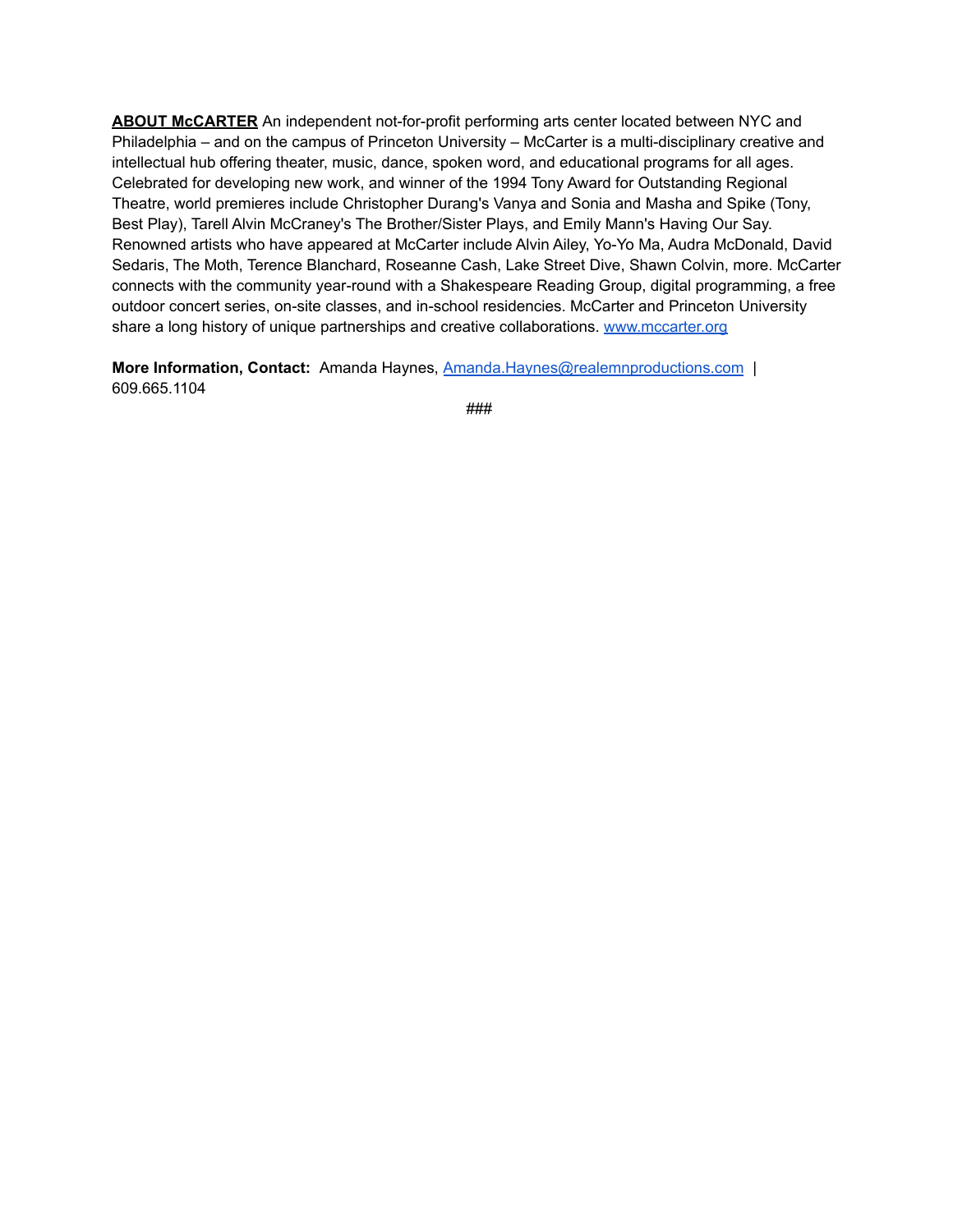**ABOUT McCARTER** An independent not-for-profit performing arts center located between NYC and Philadelphia – and on the campus of Princeton University – McCarter is a multi-disciplinary creative and intellectual hub offering theater, music, dance, spoken word, and educational programs for all ages. Celebrated for developing new work, and winner of the 1994 Tony Award for Outstanding Regional Theatre, world premieres include Christopher Durang's Vanya and Sonia and Masha and Spike (Tony, Best Play), Tarell Alvin McCraney's The Brother/Sister Plays, and Emily Mann's Having Our Say. Renowned artists who have appeared at McCarter include Alvin Ailey, Yo-Yo Ma, Audra McDonald, David Sedaris, The Moth, Terence Blanchard, Roseanne Cash, Lake Street Dive, Shawn Colvin, more. McCarter connects with the community year-round with a Shakespeare Reading Group, digital programming, a free outdoor concert series, on-site classes, and in-school residencies. McCarter and Princeton University share a long history of unique partnerships and creative collaborations. www.mccarter.org

**More Information, Contact:** Amanda Haynes, Amanda.Haynes@realemnproductions.com | 609.665.1104

###